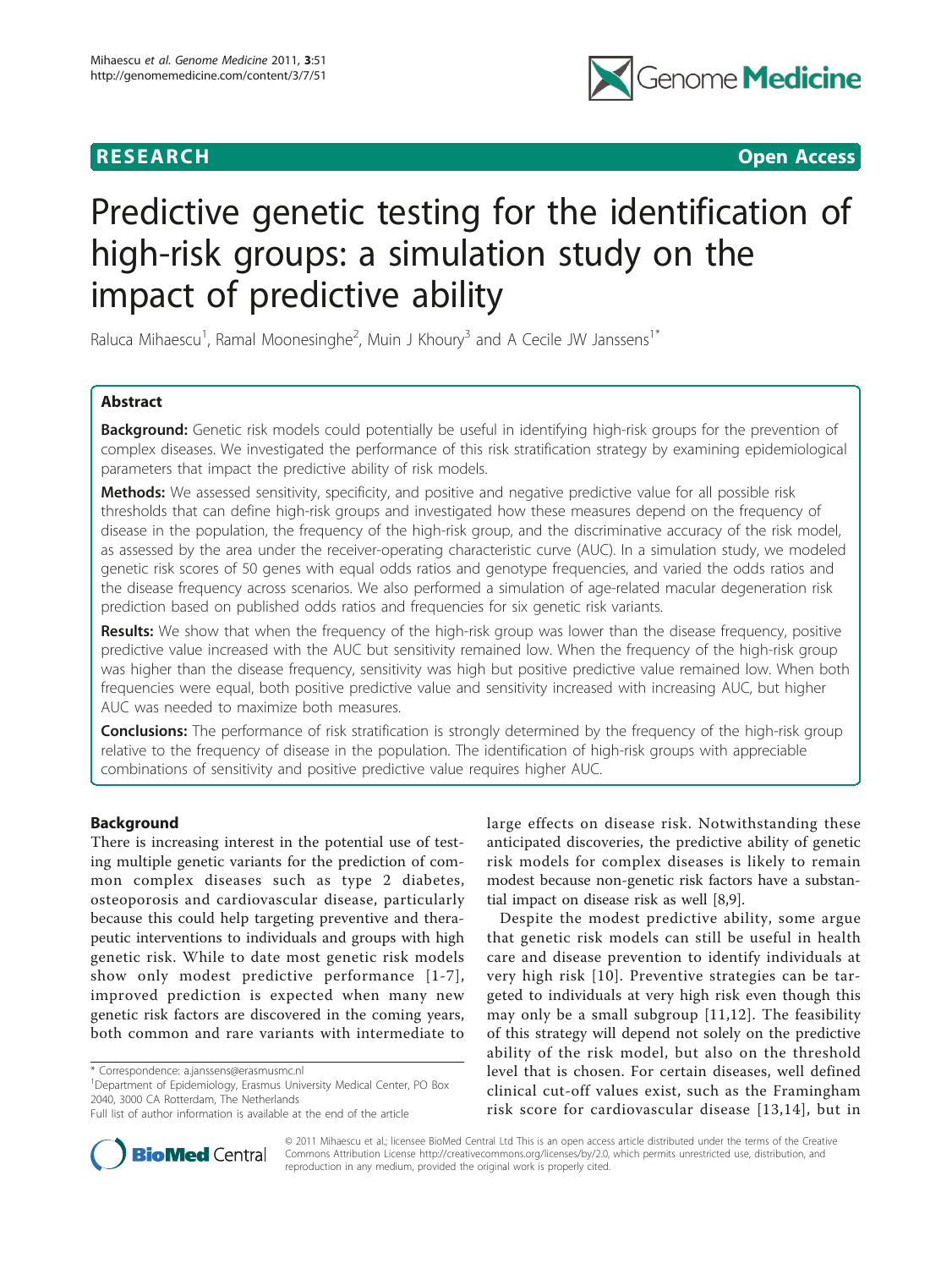RESEARCH

Open Access

# Predictive genetic testing for the identification of high-risk groups: a simulation study on the impact of predictive ability

Raluca Mihaescu[1], Ramal Moonesinghe[2], Muin J Khoury[3] and A Cecile JW Janssens[1*]

## Abstract

**Background:** Genetic risk models could potentially be useful in identifying high-risk groups for the prevention of complex diseases. We investigated the performance of this risk stratification strategy by examining epidemiological parameters that impact the predictive ability of risk models.

**Methods:** We assessed sensitivity, specificity, and positive and negative predictive value for all possible risk thresholds that can define high-risk groups and investigated how these measures depend on the frequency of disease in the population, the frequency of the high-risk group, and the discriminative accuracy of the risk model, as assessed by the area under the receiver-operating characteristic curve (AUC). In a simulation study, we modeled genetic risk scores of 50 genes with equal odds ratios and genotype frequencies, and varied the odds ratios and the disease frequency across scenarios. We also performed a simulation of age-related macular degeneration risk prediction based on published odds ratios and frequencies for six genetic risk variants.

**Results:** We show that when the frequency of the high-risk group was lower than the disease frequency, positive predictive value increased with the AUC but sensitivity remained low. When the frequency of the high-risk group was higher than the disease frequency, sensitivity was high but positive predictive value remained low. When both frequencies were equal, both positive predictive value and sensitivity increased with increasing AUC, but higher AUC was needed to maximize both measures.

**Conclusions:** The performance of risk stratification is strongly determined by the frequency of the high-risk group relative to the frequency of disease in the population. The identification of high-risk groups with appreciable combinations of sensitivity and positive predictive value requires higher AUC.

## Background

There is increasing interest in the potential use of testing multiple genetic variants for the prediction of common complex diseases such as type 2 diabetes, osteoporosis and cardiovascular disease, particularly because this could help targeting preventive and therapeutic interventions to individuals and groups with high genetic risk. While to date most genetic risk models show only modest predictive performance [1-7], improved prediction is expected when many new genetic risk factors are discovered in the coming years, both common and rare variants with intermediate to large effects on disease risk. Notwithstanding these anticipated discoveries, the predictive ability of genetic risk models for complex diseases is likely to remain modest because non-genetic risk factors have a substantial impact on disease risk as well [8,9].

Despite the modest predictive ability, some argue that genetic risk models can still be useful in health care and disease prevention to identify individuals at very high risk [10]. Preventive strategies can be targeted to individuals at very high risk even though this may only be a small subgroup [11,12]. The feasibility of this strategy will depend not solely on the predictive ability of the risk model, but also on the threshold level that is chosen. For certain diseases, well defined clinical cut-off values exist, such as the Framingham risk score for cardiovascular disease [13,14], but in

\* Correspondence: a.janssens@erasmusmc.nl
[1]Department of Epidemiology, Erasmus University Medical Center, PO Box 2040, 3000 CA Rotterdam, The Netherlands
Full list of author information is available at the end of the article

© 2011 Mihaescu et al.; licensee BioMed Central Ltd This is an open access article distributed under the terms of the Creative Commons Attribution License http://creativecommons.org/licenses/by/2.0, which permits unrestricted use, distribution, and reproduction in any medium, provided the original work is properly cited.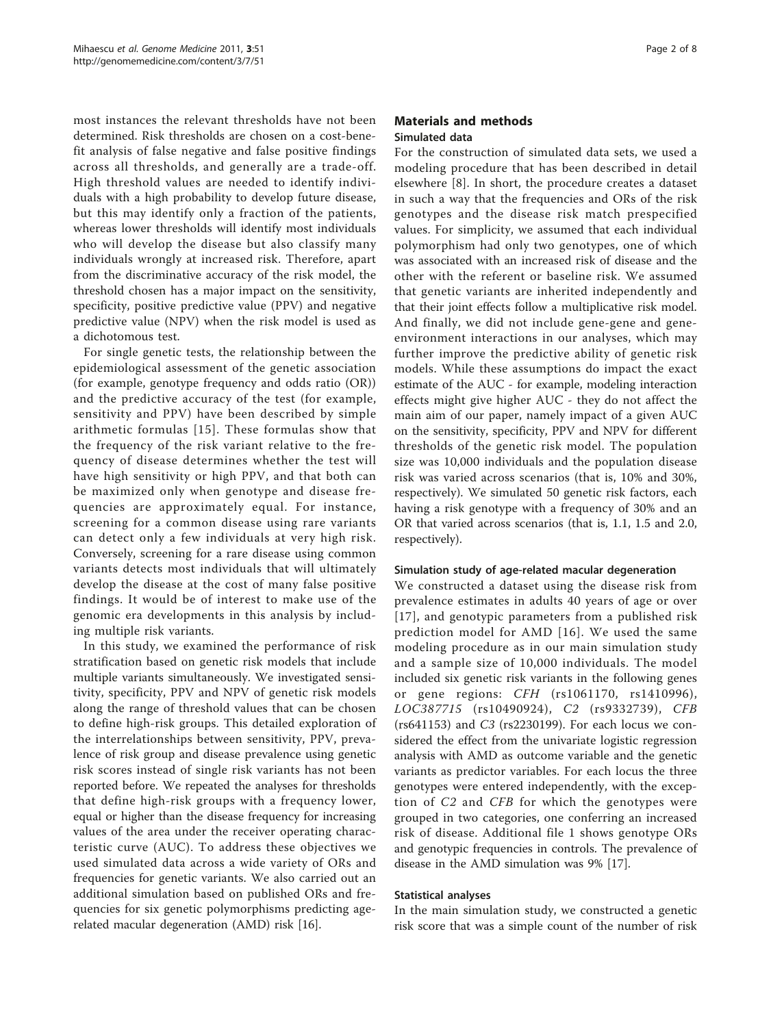most instances the relevant thresholds have not been determined. Risk thresholds are chosen on a cost-benefit analysis of false negative and false positive findings across all thresholds, and generally are a trade-off. High threshold values are needed to identify individuals with a high probability to develop future disease, but this may identify only a fraction of the patients, whereas lower thresholds will identify most individuals who will develop the disease but also classify many individuals wrongly at increased risk. Therefore, apart from the discriminative accuracy of the risk model, the threshold chosen has a major impact on the sensitivity, specificity, positive predictive value (PPV) and negative predictive value (NPV) when the risk model is used as a dichotomous test.

For single genetic tests, the relationship between the epidemiological assessment of the genetic association (for example, genotype frequency and odds ratio (OR)) and the predictive accuracy of the test (for example, sensitivity and PPV) have been described by simple arithmetic formulas [15]. These formulas show that the frequency of the risk variant relative to the frequency of disease determines whether the test will have high sensitivity or high PPV, and that both can be maximized only when genotype and disease frequencies are approximately equal. For instance, screening for a common disease using rare variants can detect only a few individuals at very high risk. Conversely, screening for a rare disease using common variants detects most individuals that will ultimately develop the disease at the cost of many false positive findings. It would be of interest to make use of the genomic era developments in this analysis by including multiple risk variants.

In this study, we examined the performance of risk stratification based on genetic risk models that include multiple variants simultaneously. We investigated sensitivity, specificity, PPV and NPV of genetic risk models along the range of threshold values that can be chosen to define high-risk groups. This detailed exploration of the interrelationships between sensitivity, PPV, prevalence of risk group and disease prevalence using genetic risk scores instead of single risk variants has not been reported before. We repeated the analyses for thresholds that define high-risk groups with a frequency lower, equal or higher than the disease frequency for increasing values of the area under the receiver operating characteristic curve (AUC). To address these objectives we used simulated data across a wide variety of ORs and frequencies for genetic variants. We also carried out an additional simulation based on published ORs and frequencies for six genetic polymorphisms predicting age-related macular degeneration (AMD) risk [16].

## Materials and methods

### Simulated data

For the construction of simulated data sets, we used a modeling procedure that has been described in detail elsewhere [8]. In short, the procedure creates a dataset in such a way that the frequencies and ORs of the risk genotypes and the disease risk match prespecified values. For simplicity, we assumed that each individual polymorphism had only two genotypes, one of which was associated with an increased risk of disease and the other with the referent or baseline risk. We assumed that genetic variants are inherited independently and that their joint effects follow a multiplicative risk model. And finally, we did not include gene-gene and gene-environment interactions in our analyses, which may further improve the predictive ability of genetic risk models. While these assumptions do impact the exact estimate of the AUC - for example, modeling interaction effects might give higher AUC - they do not affect the main aim of our paper, namely impact of a given AUC on the sensitivity, specificity, PPV and NPV for different thresholds of the genetic risk model. The population size was 10,000 individuals and the population disease risk was varied across scenarios (that is, 10% and 30%, respectively). We simulated 50 genetic risk factors, each having a risk genotype with a frequency of 30% and an OR that varied across scenarios (that is, 1.1, 1.5 and 2.0, respectively).

### Simulation study of age-related macular degeneration

We constructed a dataset using the disease risk from prevalence estimates in adults 40 years of age or over [17], and genotypic parameters from a published risk prediction model for AMD [16]. We used the same modeling procedure as in our main simulation study and a sample size of 10,000 individuals. The model included six genetic risk variants in the following genes or gene regions: *CFH* (rs1061170, rs1410996), *LOC387715* (rs10490924), *C2* (rs9332739), *CFB* (rs641153) and *C3* (rs2230199). For each locus we considered the effect from the univariate logistic regression analysis with AMD as outcome variable and the genetic variants as predictor variables. For each locus the three genotypes were entered independently, with the exception of *C2* and *CFB* for which the genotypes were grouped in two categories, one conferring an increased risk of disease. Additional file 1 shows genotype ORs and genotypic frequencies in controls. The prevalence of disease in the AMD simulation was 9% [17].

### Statistical analyses

In the main simulation study, we constructed a genetic risk score that was a simple count of the number of risk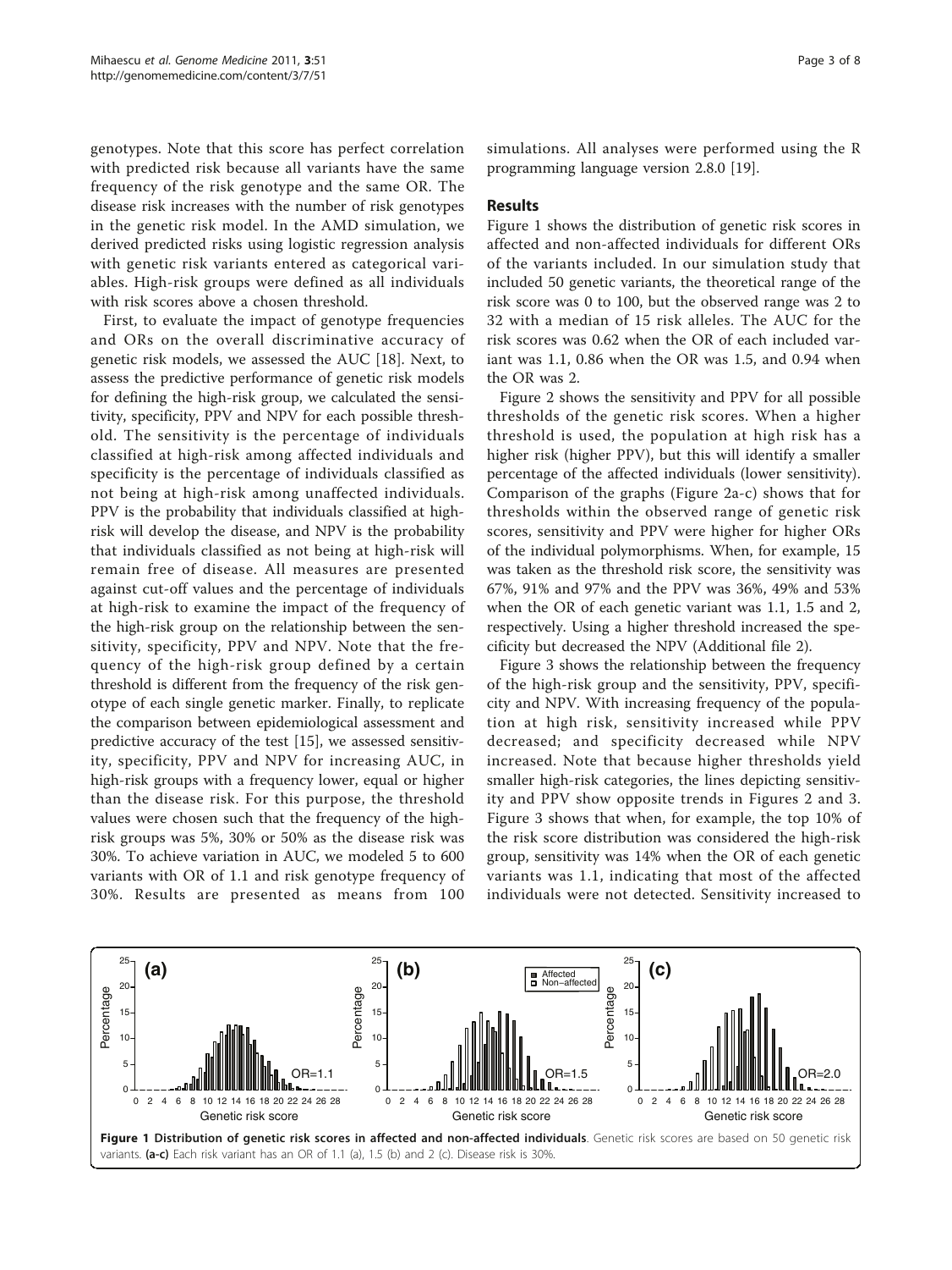genotypes. Note that this score has perfect correlation with predicted risk because all variants have the same frequency of the risk genotype and the same OR. The disease risk increases with the number of risk genotypes in the genetic risk model. In the AMD simulation, we derived predicted risks using logistic regression analysis with genetic risk variants entered as categorical variables. High-risk groups were defined as all individuals with risk scores above a chosen threshold.

First, to evaluate the impact of genotype frequencies and ORs on the overall discriminative accuracy of genetic risk models, we assessed the AUC [18]. Next, to assess the predictive performance of genetic risk models for defining the high-risk group, we calculated the sensitivity, specificity, PPV and NPV for each possible threshold. The sensitivity is the percentage of individuals classified at high-risk among affected individuals and specificity is the percentage of individuals classified as not being at high-risk among unaffected individuals. PPV is the probability that individuals classified at high-risk will develop the disease, and NPV is the probability that individuals classified as not being at high-risk will remain free of disease. All measures are presented against cut-off values and the percentage of individuals at high-risk to examine the impact of the frequency of the high-risk group on the relationship between the sensitivity, specificity, PPV and NPV. Note that the frequency of the high-risk group defined by a certain threshold is different from the frequency of the risk genotype of each single genetic marker. Finally, to replicate the comparison between epidemiological assessment and predictive accuracy of the test [15], we assessed sensitivity, specificity, PPV and NPV for increasing AUC, in high-risk groups with a frequency lower, equal or higher than the disease risk. For this purpose, the threshold values were chosen such that the frequency of the high-risk groups was 5%, 30% or 50% as the disease risk was 30%. To achieve variation in AUC, we modeled 5 to 600 variants with OR of 1.1 and risk genotype frequency of 30%. Results are presented as means from 100 simulations. All analyses were performed using the R programming language version 2.8.0 [19].

## Results

Figure 1 shows the distribution of genetic risk scores in affected and non-affected individuals for different ORs of the variants included. In our simulation study that included 50 genetic variants, the theoretical range of the risk score was 0 to 100, but the observed range was 2 to 32 with a median of 15 risk alleles. The AUC for the risk scores was 0.62 when the OR of each included variant was 1.1, 0.86 when the OR was 1.5, and 0.94 when the OR was 2.

Figure 2 shows the sensitivity and PPV for all possible thresholds of the genetic risk scores. When a higher threshold is used, the population at high risk has a higher risk (higher PPV), but this will identify a smaller percentage of the affected individuals (lower sensitivity). Comparison of the graphs (Figure 2a-c) shows that for thresholds within the observed range of genetic risk scores, sensitivity and PPV were higher for higher ORs of the individual polymorphisms. When, for example, 15 was taken as the threshold risk score, the sensitivity was 67%, 91% and 97% and the PPV was 36%, 49% and 53% when the OR of each genetic variant was 1.1, 1.5 and 2, respectively. Using a higher threshold increased the specificity but decreased the NPV (Additional file 2).

Figure 3 shows the relationship between the frequency of the high-risk group and the sensitivity, PPV, specificity and NPV. With increasing frequency of the population at high risk, sensitivity increased while PPV decreased; and specificity decreased while NPV increased. Note that because higher thresholds yield smaller high-risk categories, the lines depicting sensitivity and PPV show opposite trends in Figures 2 and 3. Figure 3 shows that when, for example, the top 10% of the risk score distribution was considered the high-risk group, sensitivity was 14% when the OR of each genetic variants was 1.1, indicating that most of the affected individuals were not detected. Sensitivity increased to

**Figure 1 Distribution of genetic risk scores in affected and non-affected individuals**. Genetic risk scores are based on 50 genetic risk variants. **(a-c)** Each risk variant has an OR of 1.1 (a), 1.5 (b) and 2 (c). Disease risk is 30%.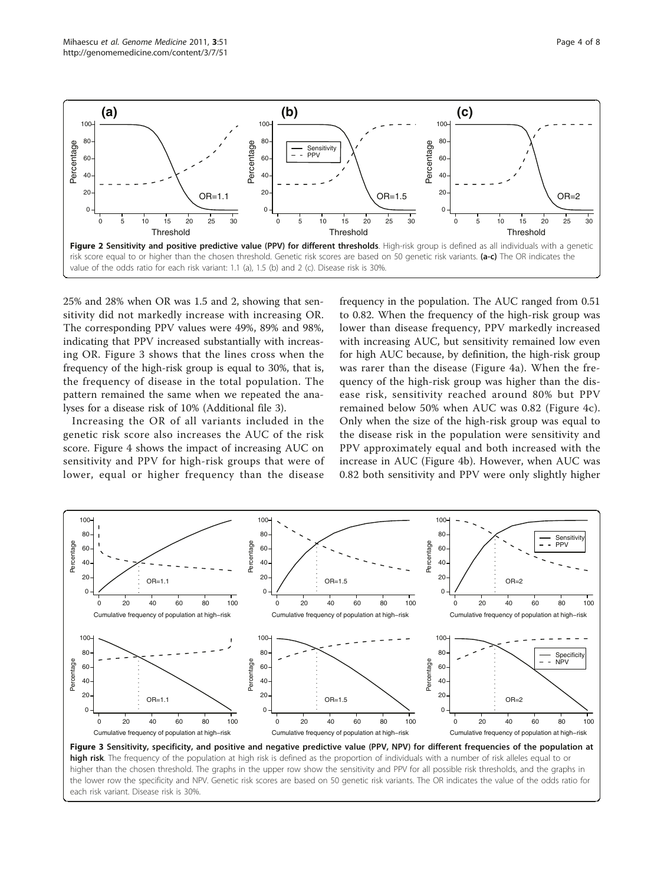**Figure 2 Sensitivity and positive predictive value (PPV) for different thresholds**. High-risk group is defined as all individuals with a genetic risk score equal to or higher than the chosen threshold. Genetic risk scores are based on 50 genetic risk variants. **(a-c)** The OR indicates the value of the odds ratio for each risk variant: 1.1 (a), 1.5 (b) and 2 (c). Disease risk is 30%.

25% and 28% when OR was 1.5 and 2, showing that sensitivity did not markedly increase with increasing OR. The corresponding PPV values were 49%, 89% and 98%, indicating that PPV increased substantially with increasing OR. Figure 3 shows that the lines cross when the frequency of the high-risk group is equal to 30%, that is, the frequency of disease in the total population. The pattern remained the same when we repeated the analyses for a disease risk of 10% (Additional file 3).

Increasing the OR of all variants included in the genetic risk score also increases the AUC of the risk score. Figure 4 shows the impact of increasing AUC on sensitivity and PPV for high-risk groups that were of lower, equal or higher frequency than the disease frequency in the population. The AUC ranged from 0.51 to 0.82. When the frequency of the high-risk group was lower than disease frequency, PPV markedly increased with increasing AUC, but sensitivity remained low even for high AUC because, by definition, the high-risk group was rarer than the disease (Figure 4a). When the frequency of the high-risk group was higher than the disease risk, sensitivity reached around 80% but PPV remained below 50% when AUC was 0.82 (Figure 4c). Only when the size of the high-risk group was equal to the disease risk in the population were sensitivity and PPV approximately equal and both increased with the increase in AUC (Figure 4b). However, when AUC was 0.82 both sensitivity and PPV were only slightly higher

**Figure 3 Sensitivity, specificity, and positive and negative predictive value (PPV, NPV) for different frequencies of the population at high risk**. The frequency of the population at high risk is defined as the proportion of individuals with a number of risk alleles equal to or higher than the chosen threshold. The graphs in the upper row show the sensitivity and PPV for all possible risk thresholds, and the graphs in the lower row the specificity and NPV. Genetic risk scores are based on 50 genetic risk variants. The OR indicates the value of the odds ratio for each risk variant. Disease risk is 30%.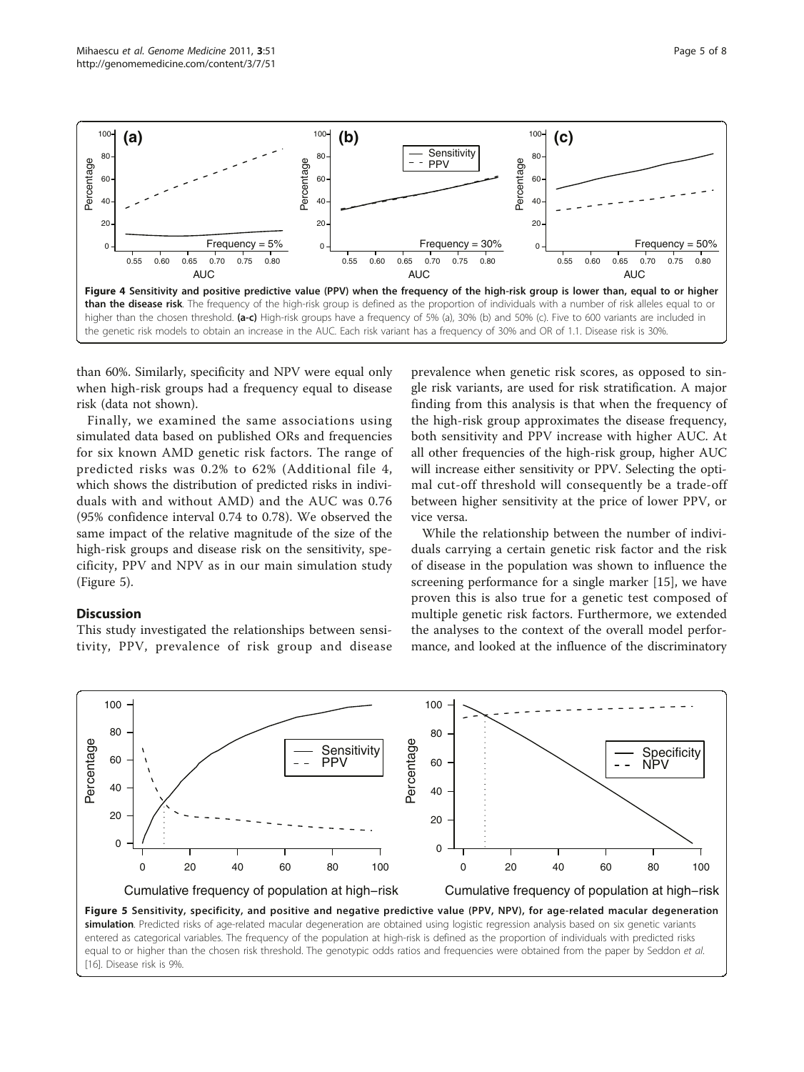**Figure 4 Sensitivity and positive predictive value (PPV) when the frequency of the high-risk group is lower than, equal to or higher than the disease risk**. The frequency of the high-risk group is defined as the proportion of individuals with a number of risk alleles equal to or higher than the chosen threshold. **(a-c)** High-risk groups have a frequency of 5% (a), 30% (b) and 50% (c). Five to 600 variants are included in the genetic risk models to obtain an increase in the AUC. Each risk variant has a frequency of 30% and OR of 1.1. Disease risk is 30%.

than 60%. Similarly, specificity and NPV were equal only when high-risk groups had a frequency equal to disease risk (data not shown).

Finally, we examined the same associations using simulated data based on published ORs and frequencies for six known AMD genetic risk factors. The range of predicted risks was 0.2% to 62% (Additional file 4, which shows the distribution of predicted risks in individuals with and without AMD) and the AUC was 0.76 (95% confidence interval 0.74 to 0.78). We observed the same impact of the relative magnitude of the size of the high-risk groups and disease risk on the sensitivity, specificity, PPV and NPV as in our main simulation study (Figure 5).

## Discussion

This study investigated the relationships between sensitivity, PPV, prevalence of risk group and disease prevalence when genetic risk scores, as opposed to single risk variants, are used for risk stratification. A major finding from this analysis is that when the frequency of the high-risk group approximates the disease frequency, both sensitivity and PPV increase with higher AUC. At all other frequencies of the high-risk group, higher AUC will increase either sensitivity or PPV. Selecting the optimal cut-off threshold will consequently be a trade-off between higher sensitivity at the price of lower PPV, or vice versa.

While the relationship between the number of individuals carrying a certain genetic risk factor and the risk of disease in the population was shown to influence the screening performance for a single marker [15], we have proven this is also true for a genetic test composed of multiple genetic risk factors. Furthermore, we extended the analyses to the context of the overall model performance, and looked at the influence of the discriminatory

**Figure 5 Sensitivity, specificity, and positive and negative predictive value (PPV, NPV), for age-related macular degeneration simulation**. Predicted risks of age-related macular degeneration are obtained using logistic regression analysis based on six genetic variants entered as categorical variables. The frequency of the population at high-risk is defined as the proportion of individuals with predicted risks equal to or higher than the chosen risk threshold. The genotypic odds ratios and frequencies were obtained from the paper by Seddon *et al.* [16]. Disease risk is 9%.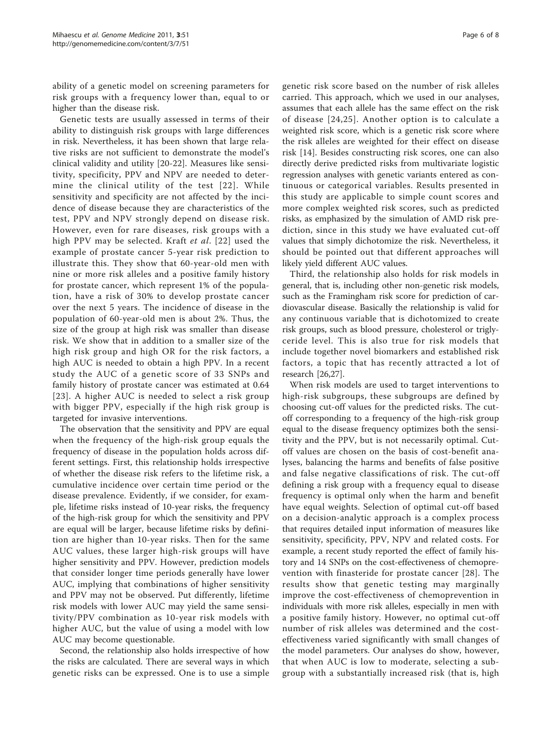ability of a genetic model on screening parameters for risk groups with a frequency lower than, equal to or higher than the disease risk.

Genetic tests are usually assessed in terms of their ability to distinguish risk groups with large differences in risk. Nevertheless, it has been shown that large relative risks are not sufficient to demonstrate the model's clinical validity and utility [20-22]. Measures like sensitivity, specificity, PPV and NPV are needed to determine the clinical utility of the test [22]. While sensitivity and specificity are not affected by the incidence of disease because they are characteristics of the test, PPV and NPV strongly depend on disease risk. However, even for rare diseases, risk groups with a high PPV may be selected. Kraft *et al*. [22] used the example of prostate cancer 5-year risk prediction to illustrate this. They show that 60-year-old men with nine or more risk alleles and a positive family history for prostate cancer, which represent 1% of the population, have a risk of 30% to develop prostate cancer over the next 5 years. The incidence of disease in the population of 60-year-old men is about 2%. Thus, the size of the group at high risk was smaller than disease risk. We show that in addition to a smaller size of the high risk group and high OR for the risk factors, a high AUC is needed to obtain a high PPV. In a recent study the AUC of a genetic score of 33 SNPs and family history of prostate cancer was estimated at 0.64 [23]. A higher AUC is needed to select a risk group with bigger PPV, especially if the high risk group is targeted for invasive interventions.

The observation that the sensitivity and PPV are equal when the frequency of the high-risk group equals the frequency of disease in the population holds across different settings. First, this relationship holds irrespective of whether the disease risk refers to the lifetime risk, a cumulative incidence over certain time period or the disease prevalence. Evidently, if we consider, for example, lifetime risks instead of 10-year risks, the frequency of the high-risk group for which the sensitivity and PPV are equal will be larger, because lifetime risks by definition are higher than 10-year risks. Then for the same AUC values, these larger high-risk groups will have higher sensitivity and PPV. However, prediction models that consider longer time periods generally have lower AUC, implying that combinations of higher sensitivity and PPV may not be observed. Put differently, lifetime risk models with lower AUC may yield the same sensitivity/PPV combination as 10-year risk models with higher AUC, but the value of using a model with low AUC may become questionable.

Second, the relationship also holds irrespective of how the risks are calculated. There are several ways in which genetic risks can be expressed. One is to use a simple genetic risk score based on the number of risk alleles carried. This approach, which we used in our analyses, assumes that each allele has the same effect on the risk of disease [24,25]. Another option is to calculate a weighted risk score, which is a genetic risk score where the risk alleles are weighted for their effect on disease risk [14]. Besides constructing risk scores, one can also directly derive predicted risks from multivariate logistic regression analyses with genetic variants entered as continuous or categorical variables. Results presented in this study are applicable to simple count scores and more complex weighted risk scores, such as predicted risks, as emphasized by the simulation of AMD risk prediction, since in this study we have evaluated cut-off values that simply dichotomize the risk. Nevertheless, it should be pointed out that different approaches will likely yield different AUC values.

Third, the relationship also holds for risk models in general, that is, including other non-genetic risk models, such as the Framingham risk score for prediction of cardiovascular disease. Basically the relationship is valid for any continuous variable that is dichotomized to create risk groups, such as blood pressure, cholesterol or triglyceride level. This is also true for risk models that include together novel biomarkers and established risk factors, a topic that has recently attracted a lot of research [26,27].

When risk models are used to target interventions to high-risk subgroups, these subgroups are defined by choosing cut-off values for the predicted risks. The cut-off corresponding to a frequency of the high-risk group equal to the disease frequency optimizes both the sensitivity and the PPV, but is not necessarily optimal. Cut-off values are chosen on the basis of cost-benefit analyses, balancing the harms and benefits of false positive and false negative classifications of risk. The cut-off defining a risk group with a frequency equal to disease frequency is optimal only when the harm and benefit have equal weights. Selection of optimal cut-off based on a decision-analytic approach is a complex process that requires detailed input information of measures like sensitivity, specificity, PPV, NPV and related costs. For example, a recent study reported the effect of family history and 14 SNPs on the cost-effectiveness of chemoprevention with finasteride for prostate cancer [28]. The results show that genetic testing may marginally improve the cost-effectiveness of chemoprevention in individuals with more risk alleles, especially in men with a positive family history. However, no optimal cut-off number of risk alleles was determined and the cost-effectiveness varied significantly with small changes of the model parameters. Our analyses do show, however, that when AUC is low to moderate, selecting a subgroup with a substantially increased risk (that is, high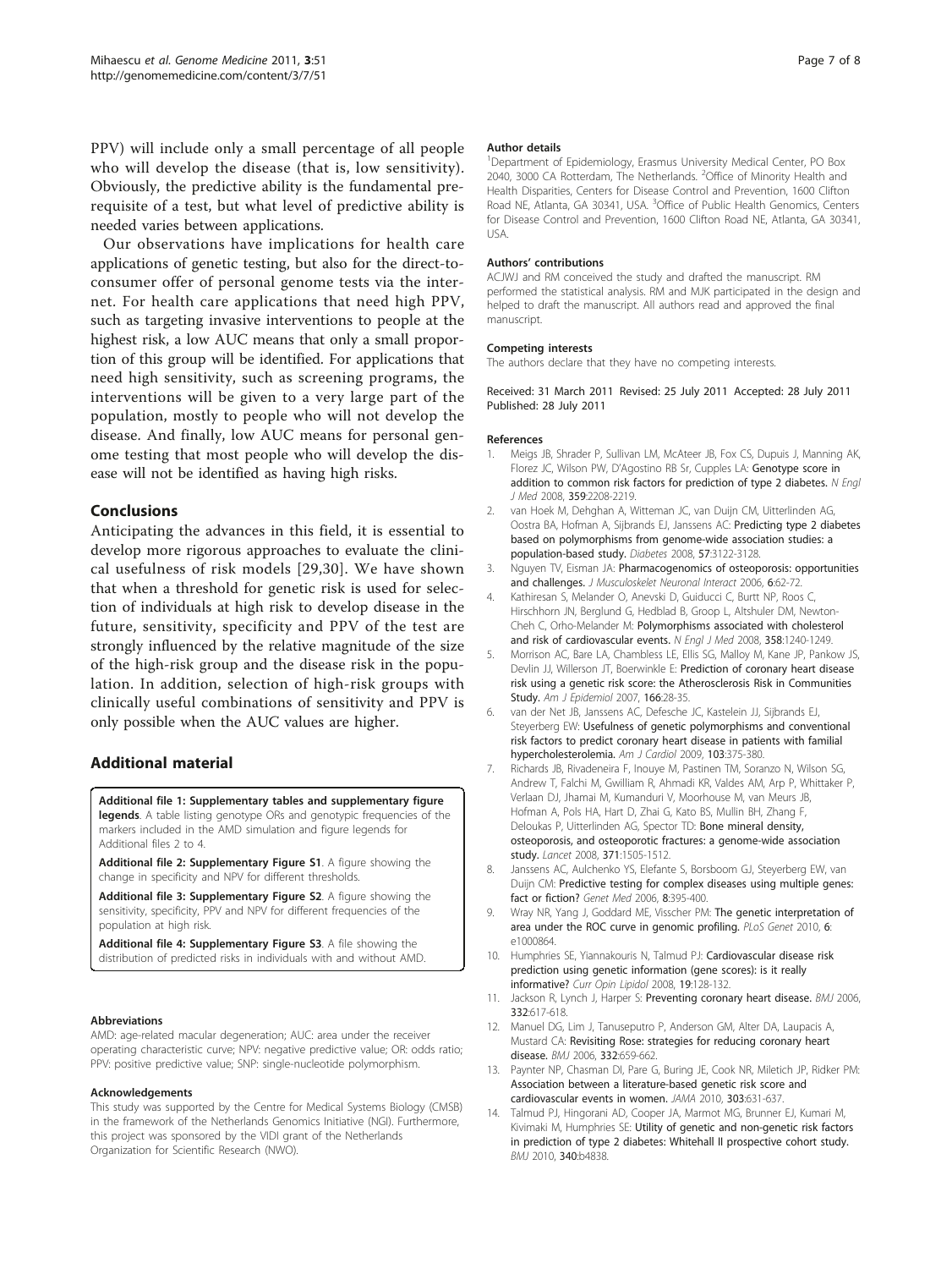PPV) will include only a small percentage of all people who will develop the disease (that is, low sensitivity). Obviously, the predictive ability is the fundamental prerequisite of a test, but what level of predictive ability is needed varies between applications.

Our observations have implications for health care applications of genetic testing, but also for the direct-to-consumer offer of personal genome tests via the internet. For health care applications that need high PPV, such as targeting invasive interventions to people at the highest risk, a low AUC means that only a small proportion of this group will be identified. For applications that need high sensitivity, such as screening programs, the interventions will be given to a very large part of the population, mostly to people who will not develop the disease. And finally, low AUC means for personal genome testing that most people who will develop the disease will not be identified as having high risks.

## Conclusions

Anticipating the advances in this field, it is essential to develop more rigorous approaches to evaluate the clinical usefulness of risk models [29,30]. We have shown that when a threshold for genetic risk is used for selection of individuals at high risk to develop disease in the future, sensitivity, specificity and PPV of the test are strongly influenced by the relative magnitude of the size of the high-risk group and the disease risk in the population. In addition, selection of high-risk groups with clinically useful combinations of sensitivity and PPV is only possible when the AUC values are higher.

## Additional material

**Additional file 1: Supplementary tables and supplementary figure legends**. A table listing genotype ORs and genotypic frequencies of the markers included in the AMD simulation and figure legends for Additional files 2 to 4.

**Additional file 2: Supplementary Figure S1**. A figure showing the change in specificity and NPV for different thresholds.

**Additional file 3: Supplementary Figure S2**. A figure showing the sensitivity, specificity, PPV and NPV for different frequencies of the population at high risk.

**Additional file 4: Supplementary Figure S3**. A file showing the distribution of predicted risks in individuals with and without AMD.

#### Abbreviations

AMD: age-related macular degeneration; AUC: area under the receiver operating characteristic curve; NPV: negative predictive value; OR: odds ratio; PPV: positive predictive value; SNP: single-nucleotide polymorphism.

#### Acknowledgements

This study was supported by the Centre for Medical Systems Biology (CMSB) in the framework of the Netherlands Genomics Initiative (NGI). Furthermore, this project was sponsored by the VIDI grant of the Netherlands Organization for Scientific Research (NWO).

#### Author details

[1]Department of Epidemiology, Erasmus University Medical Center, PO Box 2040, 3000 CA Rotterdam, The Netherlands. [2]Office of Minority Health and Health Disparities, Centers for Disease Control and Prevention, 1600 Clifton Road NE, Atlanta, GA 30341, USA. [3]Office of Public Health Genomics, Centers for Disease Control and Prevention, 1600 Clifton Road NE, Atlanta, GA 30341, USA.

#### Authors' contributions

ACJWJ and RM conceived the study and drafted the manuscript. RM performed the statistical analysis. RM and MJK participated in the design and helped to draft the manuscript. All authors read and approved the final manuscript.

#### Competing interests

The authors declare that they have no competing interests.

Received: 31 March 2011 Revised: 25 July 2011 Accepted: 28 July 2011
Published: 28 July 2011

#### References

1. Meigs JB, Shrader P, Sullivan LM, McAteer JB, Fox CS, Dupuis J, Manning AK, Florez JC, Wilson PW, D'Agostino RB Sr, Cupples LA: Genotype score in addition to common risk factors for prediction of type 2 diabetes. *N Engl J Med* 2008, **359**:2208-2219.
2. van Hoek M, Dehghan A, Witteman JC, van Duijn CM, Uitterlinden AG, Oostra BA, Hofman A, Sijbrands EJ, Janssens AC: Predicting type 2 diabetes based on polymorphisms from genome-wide association studies: a population-based study. *Diabetes* 2008, **57**:3122-3128.
3. Nguyen TV, Eisman JA: Pharmacogenomics of osteoporosis: opportunities and challenges. *J Musculoskelet Neuronal Interact* 2006, **6**:62-72.
4. Kathiresan S, Melander O, Anevski D, Guiducci C, Burtt NP, Roos C, Hirschhorn JN, Berglund G, Hedblad B, Groop L, Altshuler DM, Newton-Cheh C, Orho-Melander M: Polymorphisms associated with cholesterol and risk of cardiovascular events. *N Engl J Med* 2008, **358**:1240-1249.
5. Morrison AC, Bare LA, Chambless LE, Ellis SG, Malloy M, Kane JP, Pankow JS, Devlin JJ, Willerson JT, Boerwinkle E: Prediction of coronary heart disease risk using a genetic risk score: the Atherosclerosis Risk in Communities Study. *Am J Epidemiol* 2007, **166**:28-35.
6. van der Net JB, Janssens AC, Defesche JC, Kastelein JJ, Sijbrands EJ, Steyerberg EW: Usefulness of genetic polymorphisms and conventional risk factors to predict coronary heart disease in patients with familial hypercholesterolemia. *Am J Cardiol* 2009, **103**:375-380.
7. Richards JB, Rivadeneira F, Inouye M, Pastinen TM, Soranzo N, Wilson SG, Andrew T, Falchi M, Gwilliam R, Ahmadi KR, Valdes AM, Arp P, Whittaker P, Verlaan DJ, Jhamai M, Kumanduri V, Moorhouse M, van Meurs JB, Hofman A, Pols HA, Hart D, Zhai G, Kato BS, Mullin BH, Zhang F, Deloukas P, Uitterlinden AG, Spector TD: Bone mineral density, osteoporosis, and osteoporotic fractures: a genome-wide association study. *Lancet* 2008, **371**:1505-1512.
8. Janssens AC, Aulchenko YS, Elefante S, Borsboom GJ, Steyerberg EW, van Duijn CM: Predictive testing for complex diseases using multiple genes: fact or fiction? *Genet Med* 2006, **8**:395-400.
9. Wray NR, Yang J, Goddard ME, Visscher PM: The genetic interpretation of area under the ROC curve in genomic profiling. *PLoS Genet* 2010, **6**: e1000864.
10. Humphries SE, Yiannakouris N, Talmud PJ: Cardiovascular disease risk prediction using genetic information (gene scores): is it really informative? *Curr Opin Lipidol* 2008, **19**:128-132.
11. Jackson R, Lynch J, Harper S: Preventing coronary heart disease. *BMJ* 2006, **332**:617-618.
12. Manuel DG, Lim J, Tanuseputro P, Anderson GM, Alter DA, Laupacis A, Mustard CA: Revisiting Rose: strategies for reducing coronary heart disease. *BMJ* 2006, **332**:659-662.
13. Paynter NP, Chasman DI, Pare G, Buring JE, Cook NR, Miletich JP, Ridker PM: Association between a literature-based genetic risk score and cardiovascular events in women. *JAMA* 2010, **303**:631-637.
14. Talmud PJ, Hingorani AD, Cooper JA, Marmot MG, Brunner EJ, Kumari M, Kivimaki M, Humphries SE: Utility of genetic and non-genetic risk factors in prediction of type 2 diabetes: Whitehall II prospective cohort study. *BMJ* 2010, **340**:b4838.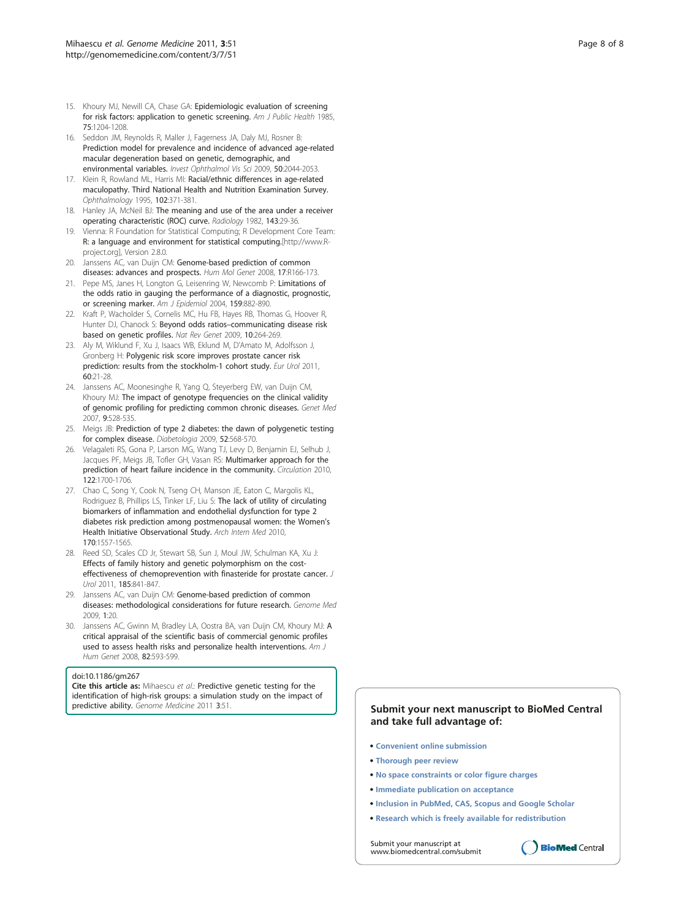15. Khoury MJ, Newill CA, Chase GA: **Epidemiologic evaluation of screening for risk factors: application to genetic screening.** *Am J Public Health* 1985, **75**:1204-1208.
16. Seddon JM, Reynolds R, Maller J, Fagerness JA, Daly MJ, Rosner B: **Prediction model for prevalence and incidence of advanced age-related macular degeneration based on genetic, demographic, and environmental variables.** *Invest Ophthalmol Vis Sci* 2009, **50**:2044-2053.
17. Klein R, Rowland ML, Harris MI: **Racial/ethnic differences in age-related maculopathy. Third National Health and Nutrition Examination Survey.** *Ophthalmology* 1995, **102**:371-381.
18. Hanley JA, McNeil BJ: **The meaning and use of the area under a receiver operating characteristic (ROC) curve.** *Radiology* 1982, **143**:29-36.
19. Vienna: R Foundation for Statistical Computing; R Development Core Team: **R: a language and environment for statistical computing.**[http://www.R-project.org], Version 2.8.0.
20. Janssens AC, van Duijn CM: **Genome-based prediction of common diseases: advances and prospects.** *Hum Mol Genet* 2008, **17**:R166-173.
21. Pepe MS, Janes H, Longton G, Leisenring W, Newcomb P: **Limitations of the odds ratio in gauging the performance of a diagnostic, prognostic, or screening marker.** *Am J Epidemiol* 2004, **159**:882-890.
22. Kraft P, Wacholder S, Cornelis MC, Hu FB, Hayes RB, Thomas G, Hoover R, Hunter DJ, Chanock S: **Beyond odds ratios–communicating disease risk based on genetic profiles.** *Nat Rev Genet* 2009, **10**:264-269.
23. Aly M, Wiklund F, Xu J, Isaacs WB, Eklund M, D'Amato M, Adolfsson J, Gronberg H: **Polygenic risk score improves prostate cancer risk prediction: results from the stockholm-1 cohort study.** *Eur Urol* 2011, **60**:21-28.
24. Janssens AC, Moonesinghe R, Yang Q, Steyerberg EW, van Duijn CM, Khoury MJ: **The impact of genotype frequencies on the clinical validity of genomic profiling for predicting common chronic diseases.** *Genet Med* 2007, **9**:528-535.
25. Meigs JB: **Prediction of type 2 diabetes: the dawn of polygenetic testing for complex disease.** *Diabetologia* 2009, **52**:568-570.
26. Velagaleti RS, Gona P, Larson MG, Wang TJ, Levy D, Benjamin EJ, Selhub J, Jacques PF, Meigs JB, Tofler GH, Vasan RS: **Multimarker approach for the prediction of heart failure incidence in the community.** *Circulation* 2010, **122**:1700-1706.
27. Chao C, Song Y, Cook N, Tseng CH, Manson JE, Eaton C, Margolis KL, Rodriguez B, Phillips LS, Tinker LF, Liu S: **The lack of utility of circulating biomarkers of inflammation and endothelial dysfunction for type 2 diabetes risk prediction among postmenopausal women: the Women's Health Initiative Observational Study.** *Arch Intern Med* 2010, **170**:1557-1565.
28. Reed SD, Scales CD Jr, Stewart SB, Sun J, Moul JW, Schulman KA, Xu J: **Effects of family history and genetic polymorphism on the cost-effectiveness of chemoprevention with finasteride for prostate cancer.** *J Urol* 2011, **185**:841-847.
29. Janssens AC, van Duijn CM: **Genome-based prediction of common diseases: methodological considerations for future research.** *Genome Med* 2009, **1**:20.
30. Janssens AC, Gwinn M, Bradley LA, Oostra BA, van Duijn CM, Khoury MJ: **A critical appraisal of the scientific basis of commercial genomic profiles used to assess health risks and personalize health interventions.** *Am J Hum Genet* 2008, **82**:593-599.

doi:10.1186/gm267
**Cite this article as:** Mihaescu *et al.*: Predictive genetic testing for the identification of high-risk groups: a simulation study on the impact of predictive ability. *Genome Medicine* 2011 **3**:51.

**Submit your next manuscript to BioMed Central and take full advantage of:**

- **Convenient online submission**
- **Thorough peer review**
- **No space constraints or color figure charges**
- **Immediate publication on acceptance**
- **Inclusion in PubMed, CAS, Scopus and Google Scholar**
- **Research which is freely available for redistribution**

Submit your manuscript at
www.biomedcentral.com/submit

BioMed Central